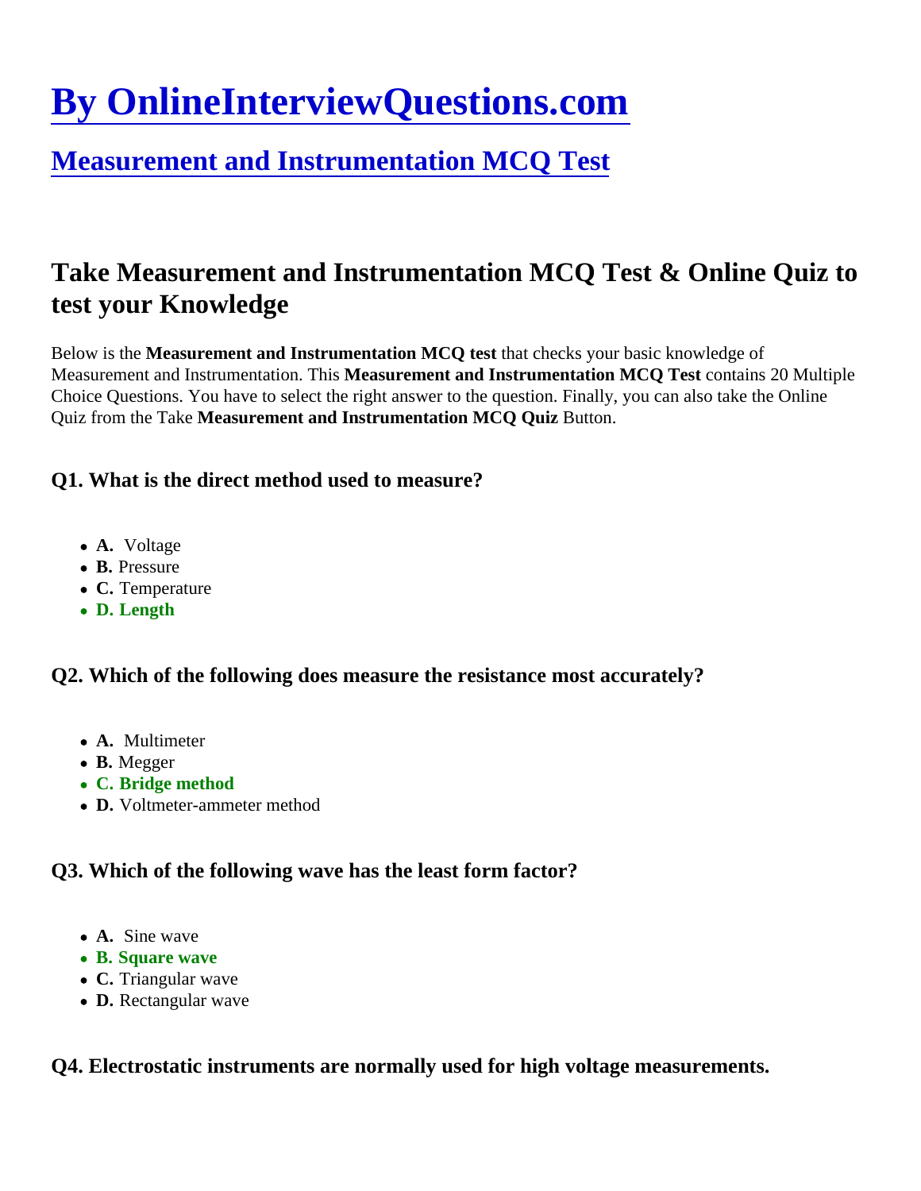# [By OnlineInterviewQuestions.com]

## [Measurement and Instrumentation MCQ Test]

## Take Measurement and Instrumentation MCQ Test & Online Quiz to test your Knowledge

Below is the **Measurement and Instrumentation MCQ test** that checks your basic knowledge of Measurement and Instrumentation. This **Measurement and Instrumentation MCQ Test** contains 20 Multiple Choice Questions. You have to select the right answer to the question. Finally, you can also take the Online Quiz from the Take **Measurement and Instrumentation MCQ Quiz** Button.

### Q1. What is the direct method used to measure?

- **A.** Voltage
- **B.** Pressure
- **C.** Temperature
- **D. Length**

### Q2. Which of the following does measure the resistance most accurately?

- **A.** Multimeter
- **B.** Megger
- **C. Bridge method**
- **D.** Voltmeter-ammeter method

### Q3. Which of the following wave has the least form factor?

- **A.** Sine wave
- **B. Square wave**
- **C.** Triangular wave
- **D.** Rectangular wave

### Q4. Electrostatic instruments are normally used for high voltage measurements.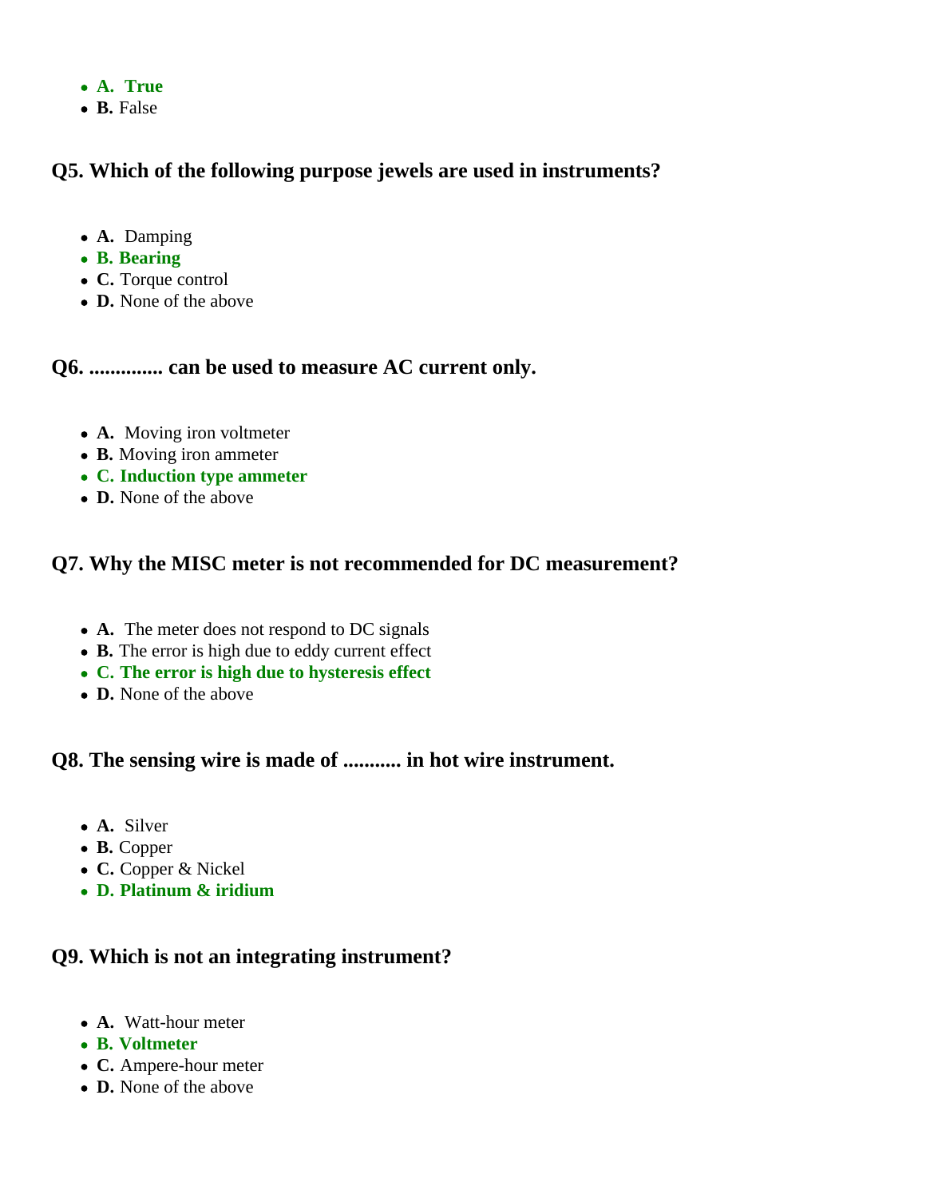- **A.** **True**
- **B.** False

### Q5. Which of the following purpose jewels are used in instruments?

- **A.** Damping
- **B. Bearing**
- **C.** Torque control
- **D.** None of the above

### Q6. .............. can be used to measure AC current only.

- **A.** Moving iron voltmeter
- **B.** Moving iron ammeter
- **C. Induction type ammeter**
- **D.** None of the above

### Q7. Why the MISC meter is not recommended for DC measurement?

- **A.** The meter does not respond to DC signals
- **B.** The error is high due to eddy current effect
- **C. The error is high due to hysteresis effect**
- **D.** None of the above

### Q8. The sensing wire is made of ........... in hot wire instrument.

- **A.** Silver
- **B.** Copper
- **C.** Copper & Nickel
- **D. Platinum & iridium**

### Q9. Which is not an integrating instrument?

- **A.** Watt-hour meter
- **B. Voltmeter**
- **C.** Ampere-hour meter
- **D.** None of the above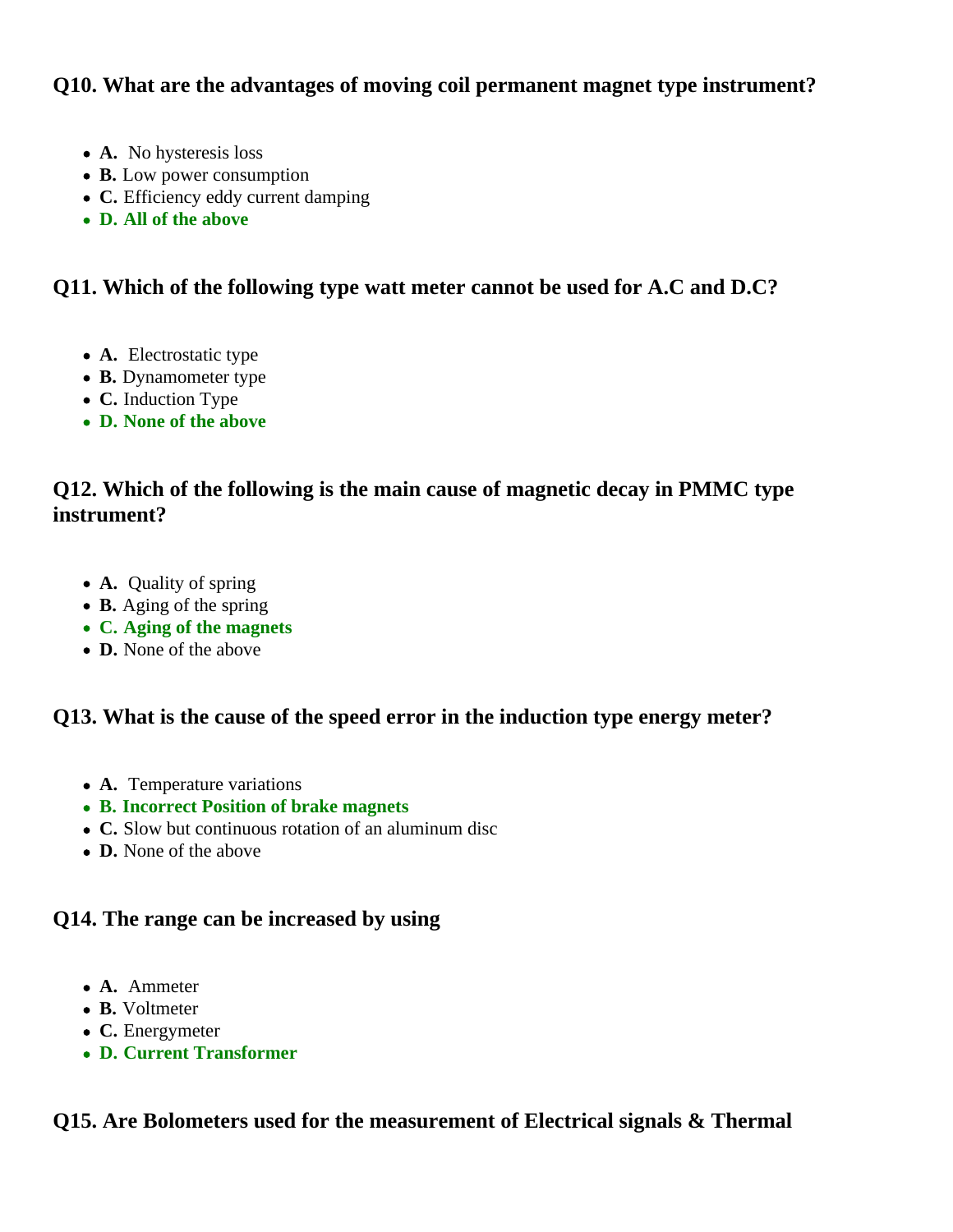### Q10. What are the advantages of moving coil permanent magnet type instrument?

- **A.** No hysteresis loss
- **B.** Low power consumption
- **C.** Efficiency eddy current damping
- **D. All of the above**

### Q11. Which of the following type watt meter cannot be used for A.C and D.C?

- **A.** Electrostatic type
- **B.** Dynamometer type
- **C.** Induction Type
- **D. None of the above**

### Q12. Which of the following is the main cause of magnetic decay in PMMC type instrument?

- **A.** Quality of spring
- **B.** Aging of the spring
- **C. Aging of the magnets**
- **D.** None of the above

### Q13. What is the cause of the speed error in the induction type energy meter?

- **A.** Temperature variations
- **B. Incorrect Position of brake magnets**
- **C.** Slow but continuous rotation of an aluminum disc
- **D.** None of the above

### Q14. The range can be increased by using

- **A.** Ammeter
- **B.** Voltmeter
- **C.** Energymeter
- **D. Current Transformer**

### Q15. Are Bolometers used for the measurement of Electrical signals & Thermal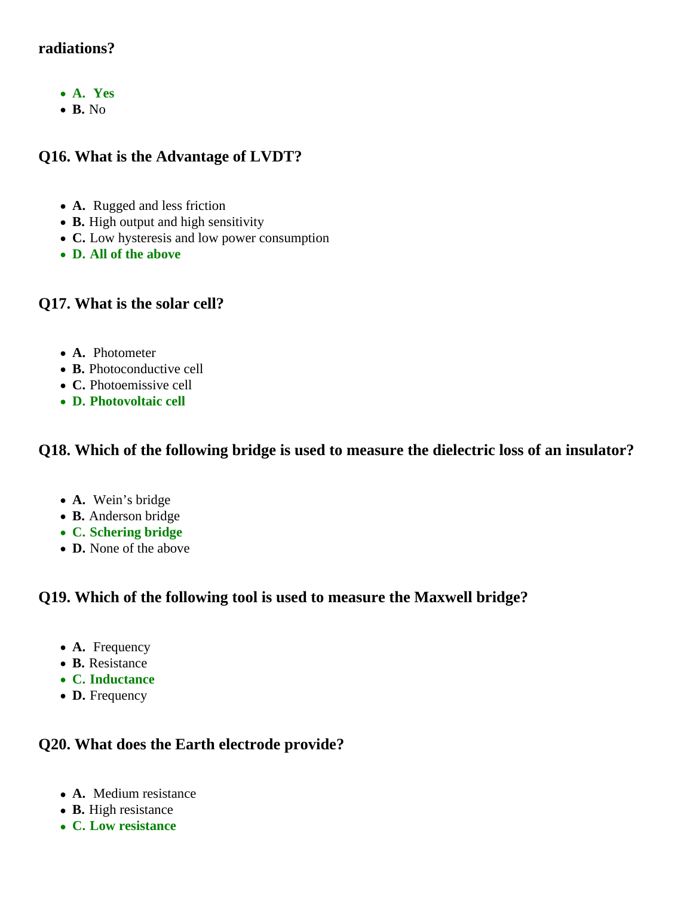**radiations?**

- **A. Yes**
- **B.** No

### Q16. What is the Advantage of LVDT?

- **A.** Rugged and less friction
- **B.** High output and high sensitivity
- **C.** Low hysteresis and low power consumption
- **D. All of the above**

### Q17. What is the solar cell?

- **A.** Photometer
- **B.** Photoconductive cell
- **C.** Photoemissive cell
- **D. Photovoltaic cell**

### Q18. Which of the following bridge is used to measure the dielectric loss of an insulator?

- **A.** Wein's bridge
- **B.** Anderson bridge
- **C. Schering bridge**
- **D.** None of the above

### Q19. Which of the following tool is used to measure the Maxwell bridge?

- **A.** Frequency
- **B.** Resistance
- **C. Inductance**
- **D.** Frequency

### Q20. What does the Earth electrode provide?

- **A.** Medium resistance
- **B.** High resistance
- **C. Low resistance**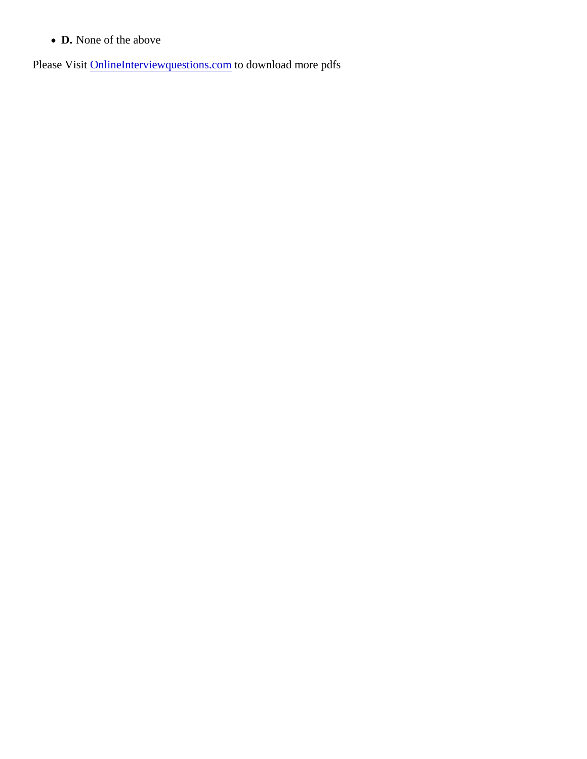- **D.** None of the above

Please Visit [OnlineInterviewquestions.com](https://www.onlineinterviewquestions.com) to download more pdfs